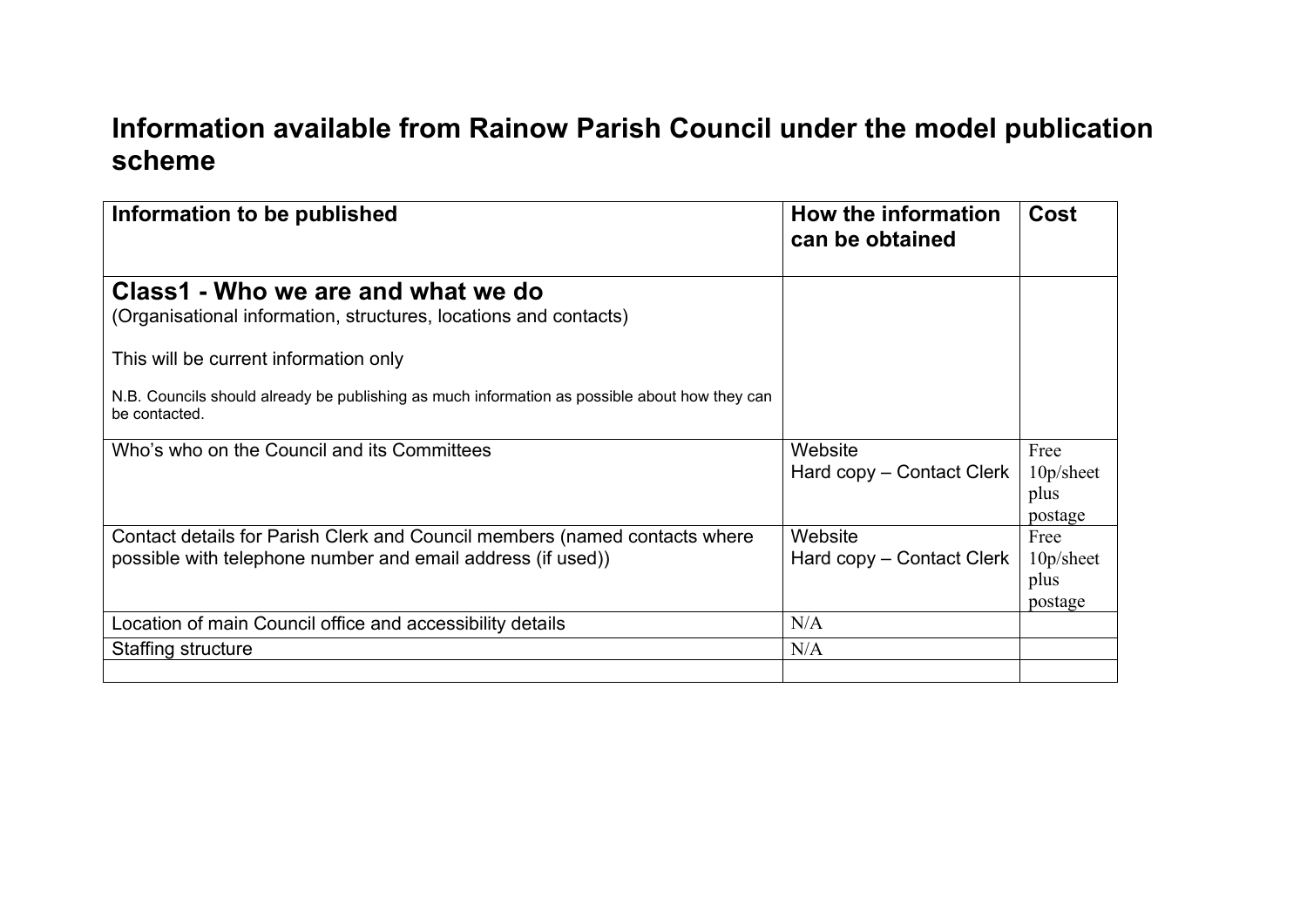# Information available from Rainow Parish Council under the model publication scheme

| Information to be published | How the information can be obtained | Cost |
|---|---|---|
| **Class1 - Who we are and what we do**<br>(Organisational information, structures, locations and contacts)<br><br>This will be current information only<br><br>N.B. Councils should already be publishing as much information as possible about how they can be contacted. | | |
| Who's who on the Council and its Committees | Website<br>Hard copy – Contact Clerk | Free<br>10p/sheet plus postage |
| Contact details for Parish Clerk and Council members (named contacts where possible with telephone number and email address (if used)) | Website<br>Hard copy – Contact Clerk | Free<br>10p/sheet plus postage |
| Location of main Council office and accessibility details | N/A | |
| Staffing structure | N/A | |
| | | |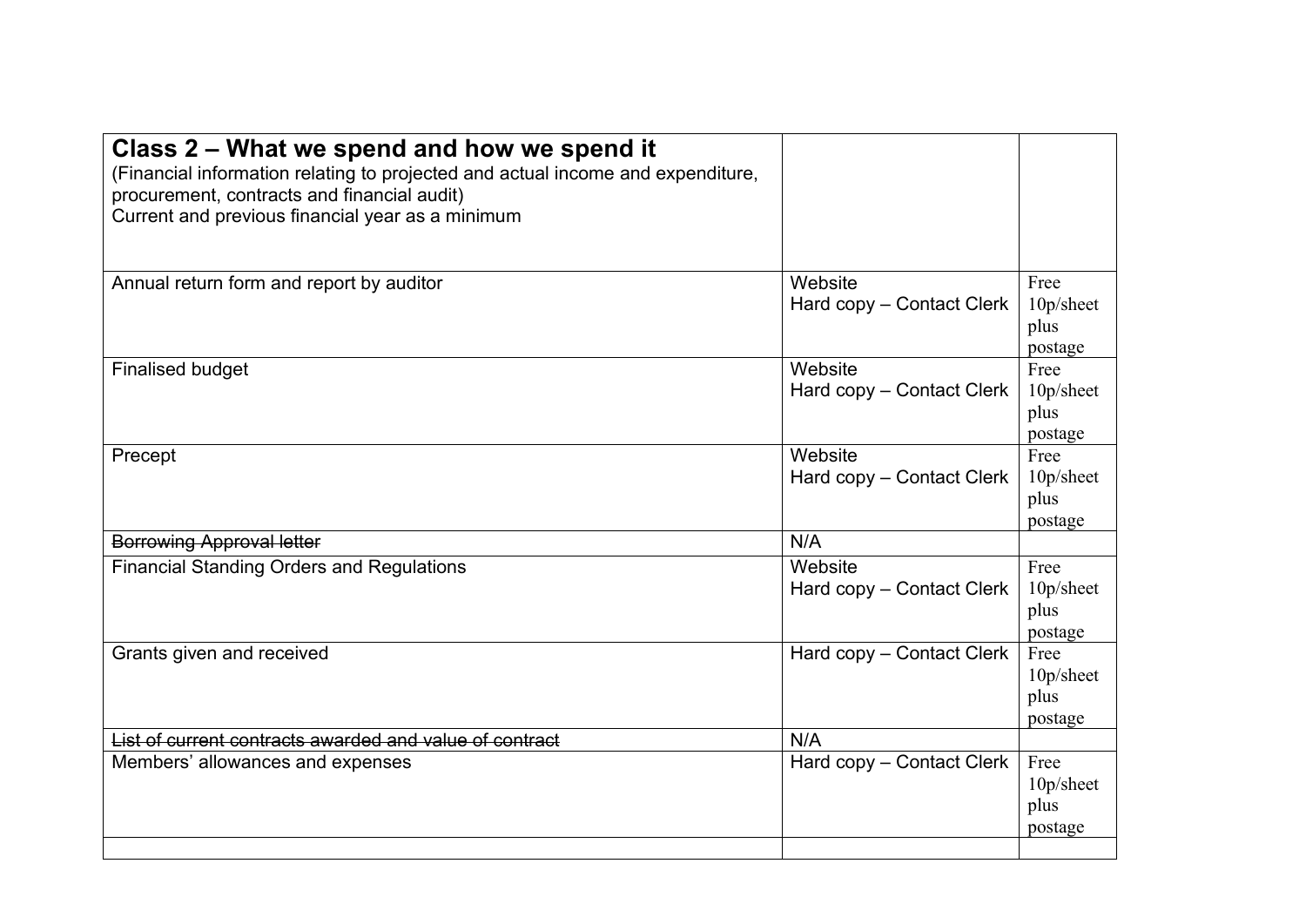| **Class 2 – What we spend and how we spend it**<br>(Financial information relating to projected and actual income and expenditure, procurement, contracts and financial audit)<br>Current and previous financial year as a minimum | | |
|---|---|---|
| Annual return form and report by auditor | Website<br>Hard copy – Contact Clerk | Free<br>10p/sheet plus postage |
| Finalised budget | Website<br>Hard copy – Contact Clerk | Free<br>10p/sheet plus postage |
| Precept | Website<br>Hard copy – Contact Clerk | Free<br>10p/sheet plus postage |
| ~~Borrowing Approval letter~~ | N/A | |
| Financial Standing Orders and Regulations | Website<br>Hard copy – Contact Clerk | Free<br>10p/sheet plus postage |
| Grants given and received | Hard copy – Contact Clerk | Free<br>10p/sheet plus postage |
| ~~List of current contracts awarded and value of contract~~ | N/A | |
| Members' allowances and expenses | Hard copy – Contact Clerk | Free<br>10p/sheet plus postage |
| | | |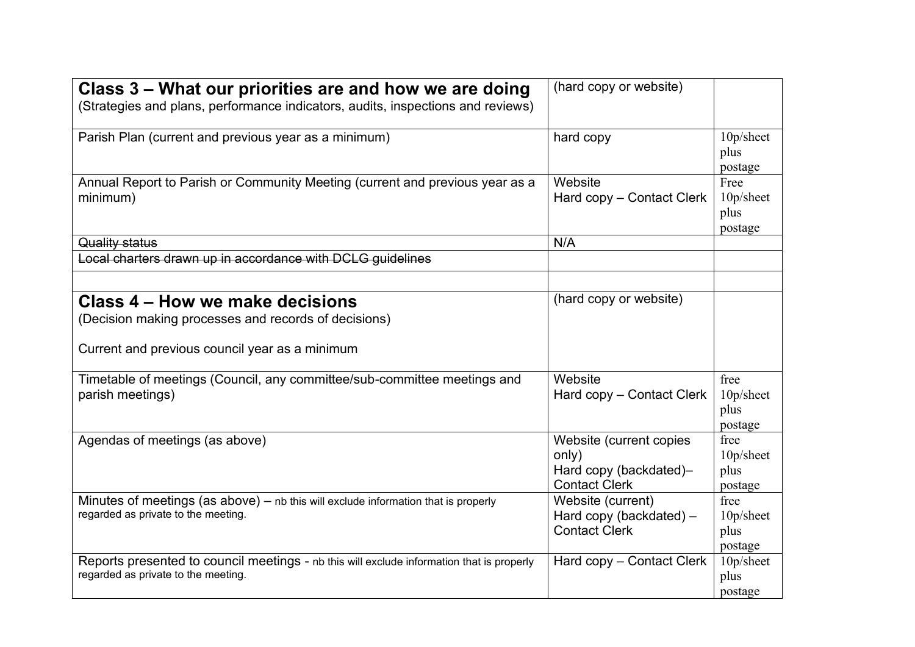| **Class 3 – What our priorities are and how we are doing**<br>(Strategies and plans, performance indicators, audits, inspections and reviews) | (hard copy or website) | |
|---|---|---|
| Parish Plan (current and previous year as a minimum) | hard copy | 10p/sheet plus postage |
| Annual Report to Parish or Community Meeting (current and previous year as a minimum) | Website<br>Hard copy – Contact Clerk | Free<br>10p/sheet plus postage |
| ~~Quality status~~ | N/A | |
| ~~Local charters drawn up in accordance with DCLG guidelines~~ | | |
| | | |
| **Class 4 – How we make decisions**<br>(Decision making processes and records of decisions)<br><br>Current and previous council year as a minimum | (hard copy or website) | |
| Timetable of meetings (Council, any committee/sub-committee meetings and parish meetings) | Website<br>Hard copy – Contact Clerk | free<br>10p/sheet plus postage |
| Agendas of meetings (as above) | Website (current copies only)<br>Hard copy (backdated)– Contact Clerk | free<br>10p/sheet plus postage |
| Minutes of meetings (as above) – nb this will exclude information that is properly regarded as private to the meeting. | Website (current)<br>Hard copy (backdated) – Contact Clerk | free<br>10p/sheet plus postage |
| Reports presented to council meetings - nb this will exclude information that is properly regarded as private to the meeting. | Hard copy – Contact Clerk | 10p/sheet plus postage |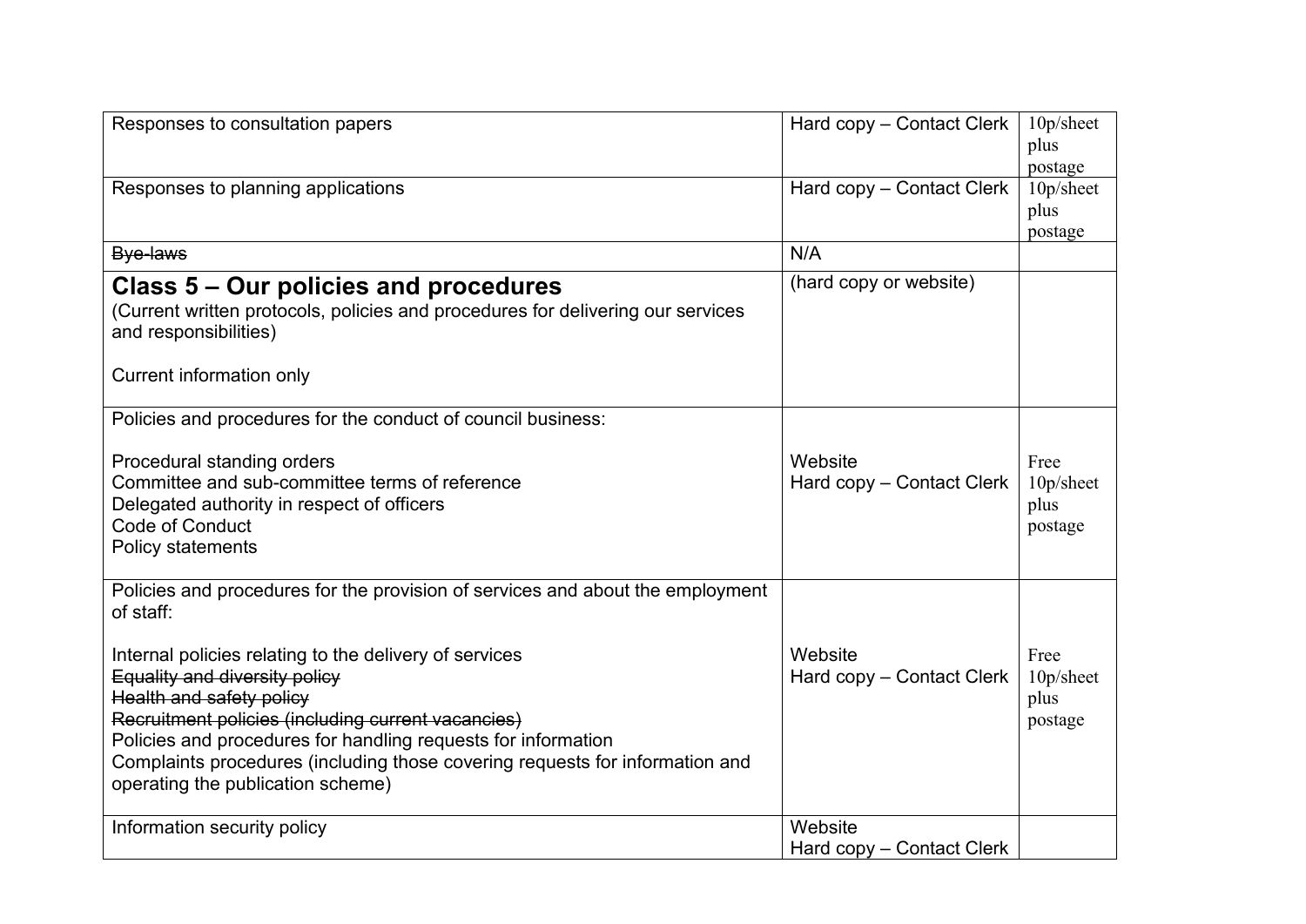| | | |
|---|---|---|
| Responses to consultation papers | Hard copy – Contact Clerk | 10p/sheet plus postage |
| Responses to planning applications | Hard copy – Contact Clerk | 10p/sheet plus postage |
| ~~Bye-laws~~ | N/A | |
| **Class 5 – Our policies and procedures**<br>(Current written protocols, policies and procedures for delivering our services and responsibilities)<br><br>Current information only | (hard copy or website) | |
| Policies and procedures for the conduct of council business:<br><br>Procedural standing orders<br>Committee and sub-committee terms of reference<br>Delegated authority in respect of officers<br>Code of Conduct<br>Policy statements | Website<br>Hard copy – Contact Clerk | Free<br>10p/sheet plus postage |
| Policies and procedures for the provision of services and about the employment of staff:<br><br>Internal policies relating to the delivery of services<br>~~Equality and diversity policy~~<br>~~Health and safety policy~~<br>~~Recruitment policies (including current vacancies)~~<br>Policies and procedures for handling requests for information<br>Complaints procedures (including those covering requests for information and operating the publication scheme) | Website<br>Hard copy – Contact Clerk | Free<br>10p/sheet plus postage |
| Information security policy | Website<br>Hard copy – Contact Clerk | |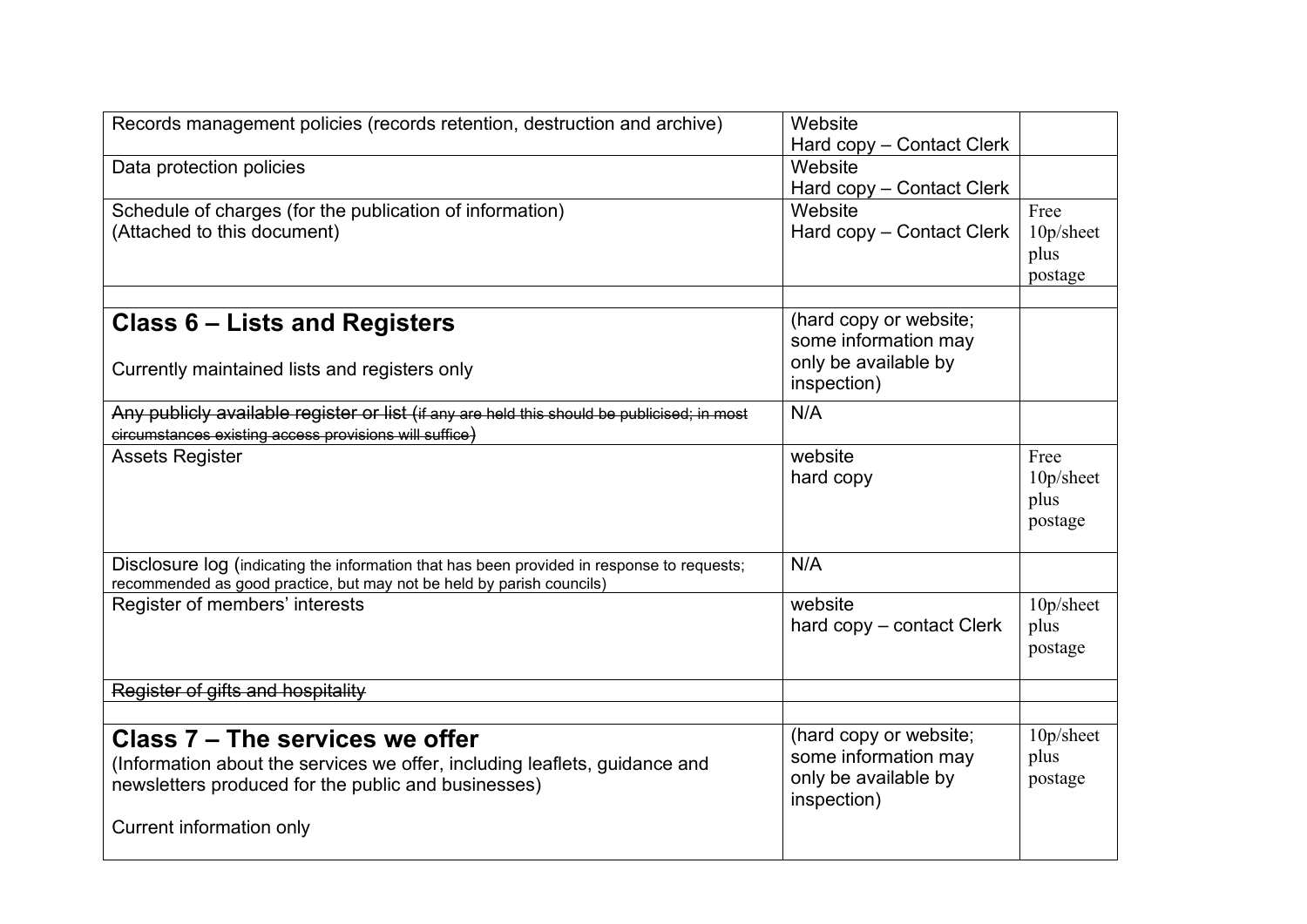| | | |
|---|---|---|
| Records management policies (records retention, destruction and archive) | Website<br>Hard copy – Contact Clerk | |
| Data protection policies | Website<br>Hard copy – Contact Clerk | |
| Schedule of charges (for the publication of information)<br>(Attached to this document) | Website<br>Hard copy – Contact Clerk | Free<br>10p/sheet plus postage |
| | | |
| **Class 6 – Lists and Registers**<br><br>Currently maintained lists and registers only | (hard copy or website; some information may only be available by inspection) | |
| ~~Any publicly available register or list (if any are held this should be publicised; in most circumstances existing access provisions will suffice)~~ | N/A | |
| Assets Register | website<br>hard copy | Free<br>10p/sheet plus postage |
| Disclosure log (indicating the information that has been provided in response to requests; recommended as good practice, but may not be held by parish councils) | N/A | |
| Register of members' interests | website<br>hard copy – contact Clerk | 10p/sheet plus postage |
| ~~Register of gifts and hospitality~~ | | |
| | | |
| **Class 7 – The services we offer**<br>(Information about the services we offer, including leaflets, guidance and newsletters produced for the public and businesses)<br><br>Current information only | (hard copy or website; some information may only be available by inspection) | 10p/sheet plus postage |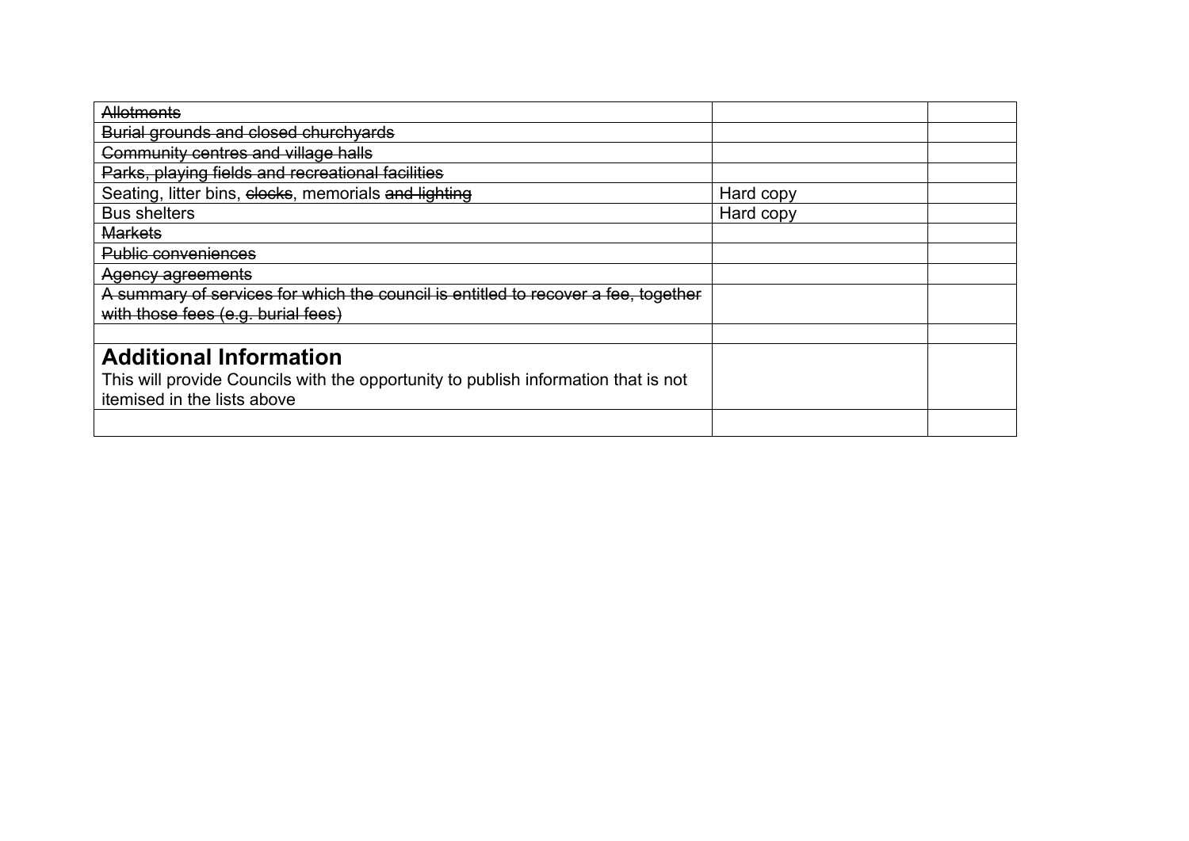| | | |
|---|---|---|
| ~~Allotments~~ | | |
| ~~Burial grounds and closed churchyards~~ | | |
| ~~Community centres and village halls~~ | | |
| ~~Parks, playing fields and recreational facilities~~ | | |
| Seating, litter bins, ~~clocks~~, memorials ~~and lighting~~ | Hard copy | |
| Bus shelters | Hard copy | |
| ~~Markets~~ | | |
| ~~Public conveniences~~ | | |
| ~~Agency agreements~~ | | |
| ~~A summary of services for which the council is entitled to recover a fee, together with those fees (e.g. burial fees)~~ | | |
| | | |
| **Additional Information** This will provide Councils with the opportunity to publish information that is not itemised in the lists above | | |
| | | |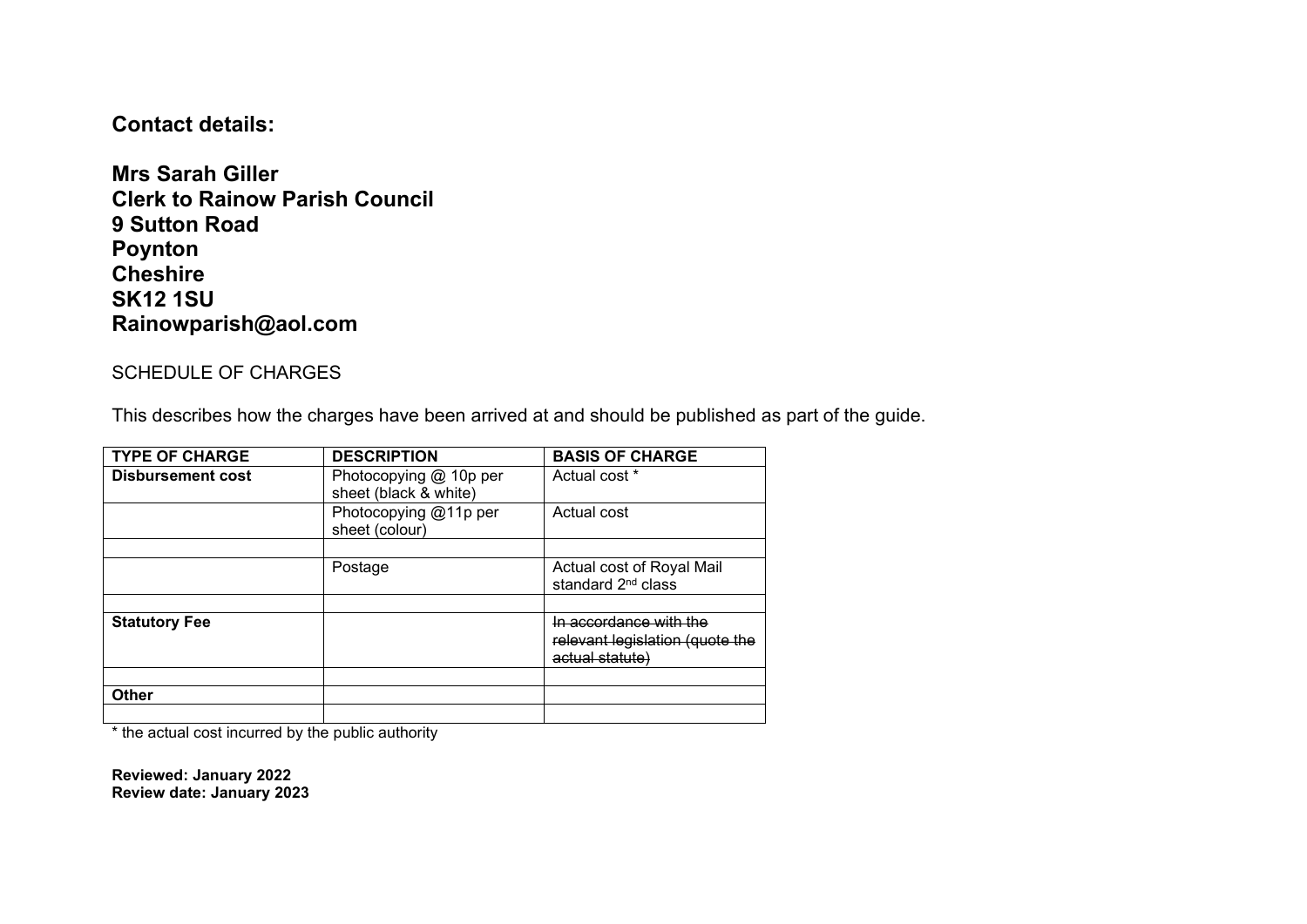**Contact details:**

**Mrs Sarah Giller**
**Clerk to Rainow Parish Council**
**9 Sutton Road**
**Poynton**
**Cheshire**
**SK12 1SU**
**Rainowparish@aol.com**

SCHEDULE OF CHARGES

This describes how the charges have been arrived at and should be published as part of the guide.

| TYPE OF CHARGE | DESCRIPTION | BASIS OF CHARGE |
|---|---|---|
| **Disbursement cost** | Photocopying @ 10p per sheet (black & white) | Actual cost * |
| | Photocopying @11p per sheet (colour) | Actual cost |
| | | |
| | Postage | Actual cost of Royal Mail standard 2nd class |
| | | |
| **Statutory Fee** | | ~~In accordance with the relevant legislation (quote the actual statute)~~ |
| | | |
| **Other** | | |
| | | |

* the actual cost incurred by the public authority

**Reviewed: January 2022**
**Review date: January 2023**